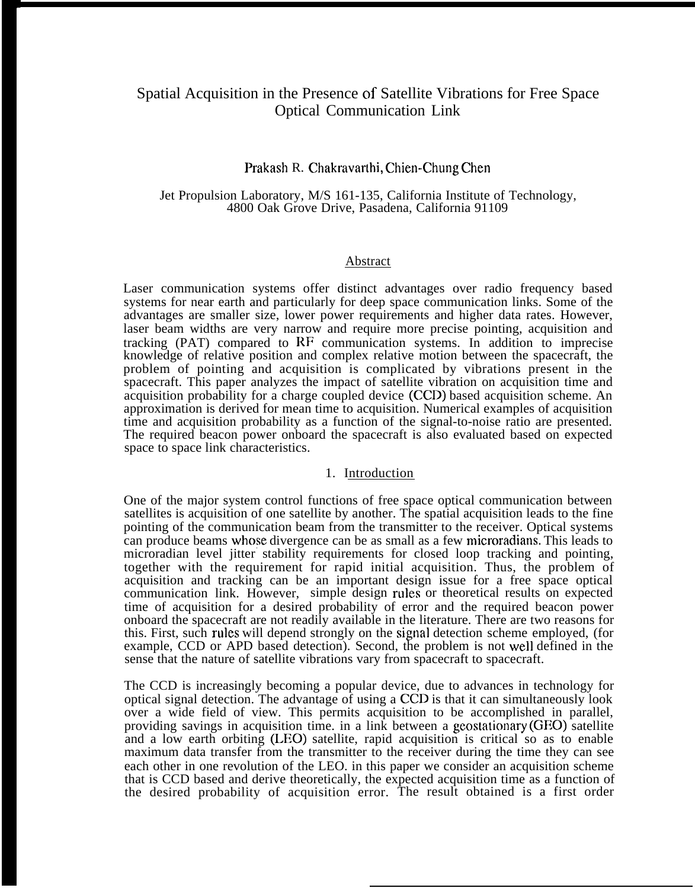# Spatial Acquisition in the Presence of Satellite Vibrations for Free Space Optical Communication Link

Prakash R. Chakravarthi, Chien-Chung Chen

Jet Propulsion Laboratory, M/S 161-135, California Institute of Technology, 4800 Oak Grove Drive, Pasadena, California 91109

## Abstract

Laser communication systems offer distinct advantages over radio frequency based systems for near earth and particularly for deep space communication links. Some of the advantages are smaller size, lower power requirements and higher data rates. However, laser beam widths are very narrow and require more precise pointing, acquisition and tracking (PAT) compared to RF communication systems. In addition to imprecise knowledge of relative position and complex relative motion between the spacecraft, the problem of pointing and acquisition is complicated by vibrations present in the spacecraft. This paper analyzes the impact of satellite vibration on acquisition time and acquisition probability for a charge coupled device (CCD) based acquisition scheme. An approximation is derived for mean time to acquisition. Numerical examples of acquisition time and acquisition probability as a function of the signal-to-noise ratio are presented. The required beacon power onboard the spacecraft is also evaluated based on expected space to space link characteristics.

## 1. Introduction

One of the major system control functions of free space optical communication between satellites is acquisition of one satellite by another. The spatial acquisition leads to the fine pointing of the communication beam from the transmitter to the receiver. Optical systems can produce beams whose divergence can be as small as a few microradians. This leads to microradian level jitter stability requirements for closed loop tracking and pointing, together with the requirement for rapid initial acquisition. Thus, the problem of acquisition and tracking can be an important design issue for a free space optical communication link. However, simple design rules or theoretical results on expected time of acquisition for a desired probability of error and the required beacon power onboard the spacecraft are not readily available in the literature. There are two reasons for this. First, such rules will depend strongly on the signal detection scheme employed, (for example, CCD or APD based detection). Second, the problem is not well defined in the sense that the nature of satellite vibrations vary from spacecraft to spacecraft.

The CCD is increasingly becoming a popular device, due to advances in technology for optical signal detection. The advantage of using a CCD is that it can simultaneously look over a wide field of view. This permits acquisition to be accomplished in parallel, providing savings in acquisition time. in a link between a geostationary (GEO) satellite and a low earth orbiting (LEO) satellite, rapid acquisition is critical so as to enable maximum data transfer from the transmitter to the receiver during the time they can see each other in one revolution of the LEO. in this paper we consider an acquisition scheme that is CCD based and derive theoretically, the expected acquisition time as a function of the desired probability of acquisition error. The result obtained is a first order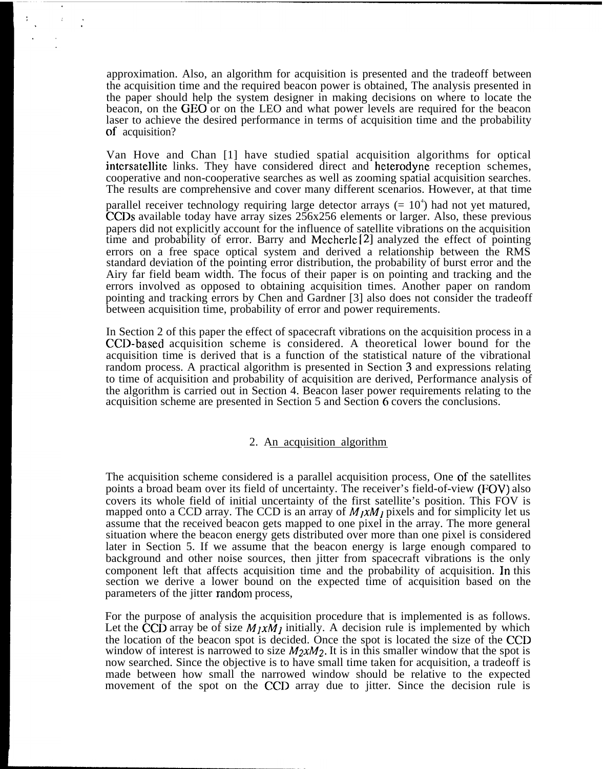approximation. Also, an algorithm for acquisition is presented and the tradeoff between the acquisition time and the required beacon power is obtained, The analysis presented in the paper should help the system designer in making decisions on where to locate the beacon, on the GEO or on the LEO and what power levels are required for the beacon laser to achieve the desired performance in terms of acquisition time and the probability of acquisition?

Van Hove and Chan [1] have studied spatial acquisition algorithms for optical intersatellite links. They have considered direct and heterodyne reception schemes, cooperative and non-cooperative searches as well as zooming spatial acquisition searches. The results are comprehensive and cover many different scenarios. However, at that time parallel receiver technology requiring large detector arrays ($= 10^4$) had not yet matured, CCDs available today have array sizes 256x256 elements or larger. Also, these previous papers did not explicitly account for the influence of satellite vibrations on the acquisition time and probability of error. Barry and Mecherle [2] analyzed the effect of pointing errors on a free space optical system and derived a relationship between the RMS standard deviation of the pointing error distribution, the probability of burst error and the Airy far field beam width. The focus of their paper is on pointing and tracking and the errors involved as opposed to obtaining acquisition times. Another paper on random pointing and tracking errors by Chen and Gardner [3] also does not consider the tradeoff between acquisition time, probability of error and power requirements.

In Section 2 of this paper the effect of spacecraft vibrations on the acquisition process in a CCD-based acquisition scheme is considered. A theoretical lower bound for the acquisition time is derived that is a function of the statistical nature of the vibrational random process. A practical algorithm is presented in Section 3 and expressions relating to time of acquisition and probability of acquisition are derived, Performance analysis of the algorithm is carried out in Section 4. Beacon laser power requirements relating to the acquisition scheme are presented in Section 5 and Section 6 covers the conclusions.

## 2. An acquisition algorithm

The acquisition scheme considered is a parallel acquisition process, One of the satellites points a broad beam over its field of uncertainty. The receiver's field-of-view (FOV) also covers its whole field of initial uncertainty of the first satellite's position. This FOV is mapped onto a CCD array. The CCD is an array of $M_1 x M_1$ pixels and for simplicity let us assume that the received beacon gets mapped to one pixel in the array. The more general situation where the beacon energy gets distributed over more than one pixel is considered later in Section 5. If we assume that the beacon energy is large enough compared to background and other noise sources, then jitter from spacecraft vibrations is the only component left that affects acquisition time and the probability of acquisition. In this section we derive a lower bound on the expected time of acquisition based on the parameters of the jitter random process,

For the purpose of analysis the acquisition procedure that is implemented is as follows. Let the CCD array be of size $M_1 x M_1$ initially. A decision rule is implemented by which the location of the beacon spot is decided. Once the spot is located the size of the CCD window of interest is narrowed to size $M_2 x M_2$. It is in this smaller window that the spot is now searched. Since the objective is to have small time taken for acquisition, a tradeoff is made between how small the narrowed window should be relative to the expected movement of the spot on the CCD array due to jitter. Since the decision rule is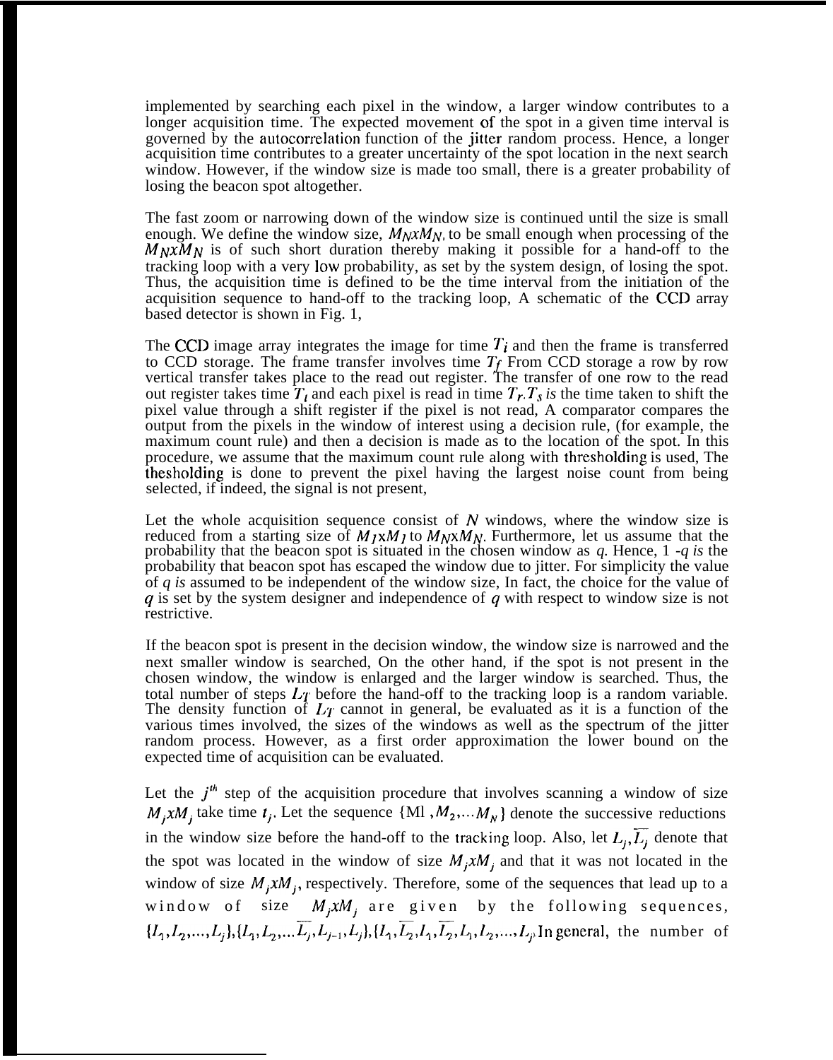implemented by searching each pixel in the window, a larger window contributes to a longer acquisition time. The expected movement of the spot in a given time interval is governed by the autocorrelation function of the jitter random process. Hence, a longer acquisition time contributes to a greater uncertainty of the spot location in the next search window. However, if the window size is made too small, there is a greater probability of losing the beacon spot altogether.

The fast zoom or narrowing down of the window size is continued until the size is small enough. We define the window size, $M_N x M_N$, to be small enough when processing of the $M_N x M_N$ is of such short duration thereby making it possible for a hand-off to the tracking loop with a very low probability, as set by the system design, of losing the spot. Thus, the acquisition time is defined to be the time interval from the initiation of the acquisition sequence to hand-off to the tracking loop, A schematic of the CCD array based detector is shown in Fig. 1,

The CCD image array integrates the image for time $T_i$ and then the frame is transferred to CCD storage. The frame transfer involves time $T_f$ From CCD storage a row by row vertical transfer takes place to the read out register. The transfer of one row to the read out register takes time $T_l$ and each pixel is read in time $T_r$. $T_s$ *is* the time taken to shift the pixel value through a shift register if the pixel is not read, A comparator compares the output from the pixels in the window of interest using a decision rule, (for example, the maximum count rule) and then a decision is made as to the location of the spot. In this procedure, we assume that the maximum count rule along with thresholding is used, The thesholding is done to prevent the pixel having the largest noise count from being selected, if indeed, the signal is not present,

Let the whole acquisition sequence consist of $N$ windows, where the window size is reduced from a starting size of $M_1 x M_1$ to $M_N x M_N$. Furthermore, let us assume that the probability that the beacon spot is situated in the chosen window as *q*. Hence, 1 -*q is* the probability that beacon spot has escaped the window due to jitter. For simplicity the value of *q is* assumed to be independent of the window size, In fact, the choice for the value of $q$ is set by the system designer and independence of $q$ with respect to window size is not restrictive.

If the beacon spot is present in the decision window, the window size is narrowed and the next smaller window is searched, On the other hand, if the spot is not present in the chosen window, the window is enlarged and the larger window is searched. Thus, the total number of steps $L_T$ before the hand-off to the tracking loop is a random variable. The density function of $L_T$ cannot in general, be evaluated as it is a function of the various times involved, the sizes of the windows as well as the spectrum of the jitter random process. However, as a first order approximation the lower bound on the expected time of acquisition can be evaluated.

Let the $j^{th}$ step of the acquisition procedure that involves scanning a window of size $M_j x M_j$ take time $t_j$. Let the sequence $\{M_1, M_2, \ldots M_N\}$ denote the successive reductions in the window size before the hand-off to the tracking loop. Also, let $L_j, \overline{L_j}$ denote that the spot was located in the window of size $M_j x M_j$ and that it was not located in the window of size $M_j x M_j$, respectively. Therefore, some of the sequences that lead up to a window of size $M_j x M_j$ are given by the following sequences, $\{L_1, L_2, \ldots, L_j\}, \{L_1, L_2, \ldots \overline{L_j}, L_{j-1}, L_j\}, \{L_1, \overline{L_2}, L_1, \overline{L_2}, L_1, L_2, \ldots, L_j\}$. In general, the number of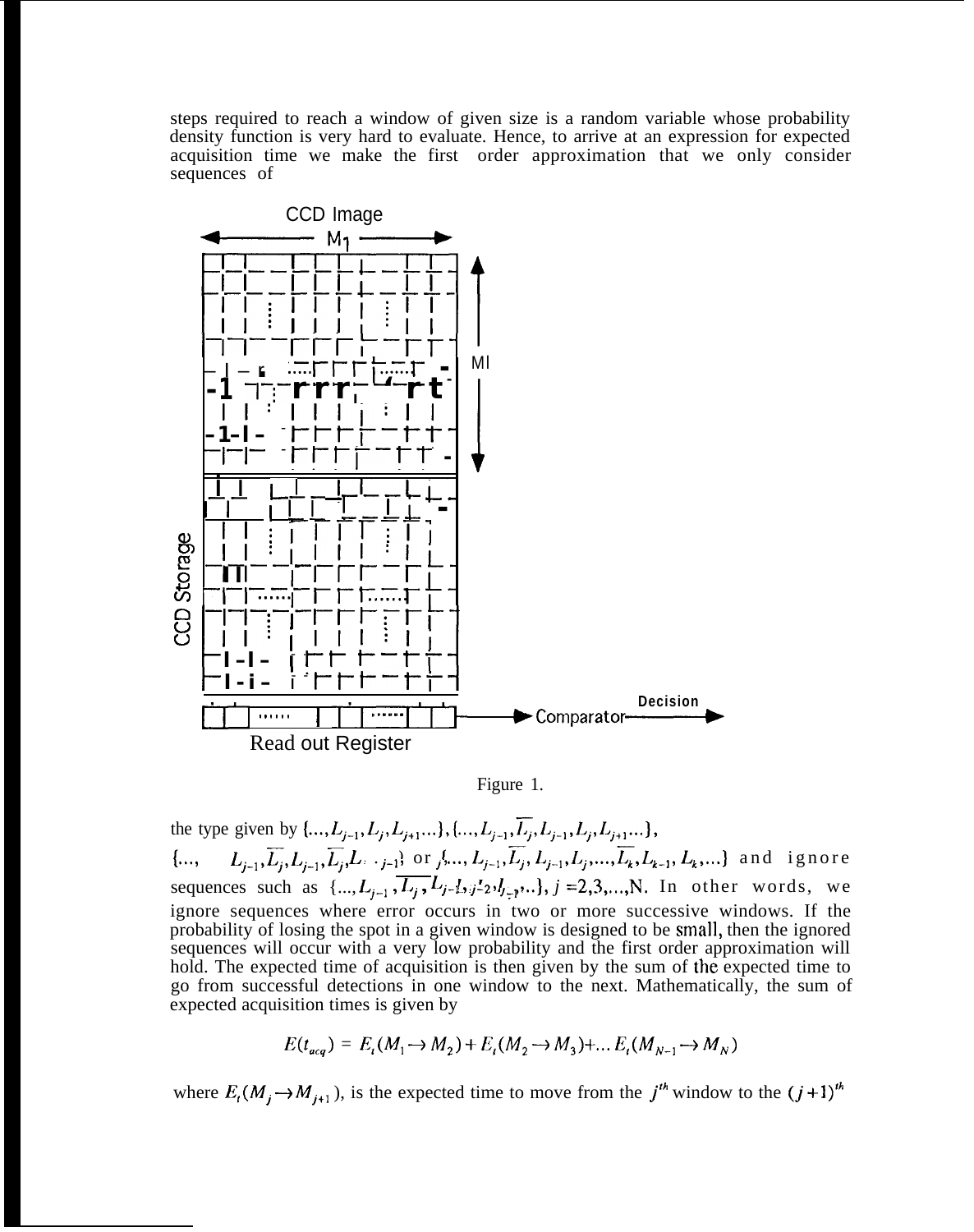steps required to reach a window of given size is a random variable whose probability density function is very hard to evaluate. Hence, to arrive at an expression for expected acquisition time we make the first order approximation that we only consider sequences of

Figure 1.

the type given by $\{\ldots, L_{j-1}, L_j, L_{j+1}\ldots\}, \{\ldots, L_{j-1}, \overline{L_j}, L_{j-1}, L_j, L_{j+1}\ldots\}$, $\{\ldots, L_{j-1}, \overline{L_j}, L_{j-1}, \overline{L_j}, L_{j-1}\}$ or $\{\ldots, L_{j-1}, \overline{L_j}, L_{j-1}, L_j, \ldots, \overline{L_k}, L_{k-1}, L_k, \ldots\}$ and ignore sequences such as $\{\ldots, L_{j-1}, \overline{L_j}, \overline{L_{j-1}}, L_{j-2}, L_{j-1}, \ldots\}$, $j = 2,3,\ldots,N$. In other words, we ignore sequences where error occurs in two or more successive windows. If the probability of losing the spot in a given window is designed to be small, then the ignored sequences will occur with a very low probability and the first order approximation will hold. The expected time of acquisition is then given by the sum of the expected time to go from successful detections in one window to the next. Mathematically, the sum of expected acquisition times is given by

$$E(t_{acq}) = E_t(M_1 \rightarrow M_2) + E_t(M_2 \rightarrow M_3) + \ldots E_t(M_{N-1} \rightarrow M_N)$$

where $E_t(M_j \rightarrow M_{j+1})$, is the expected time to move from the $j^{th}$ window to the $(j+1)^{th}$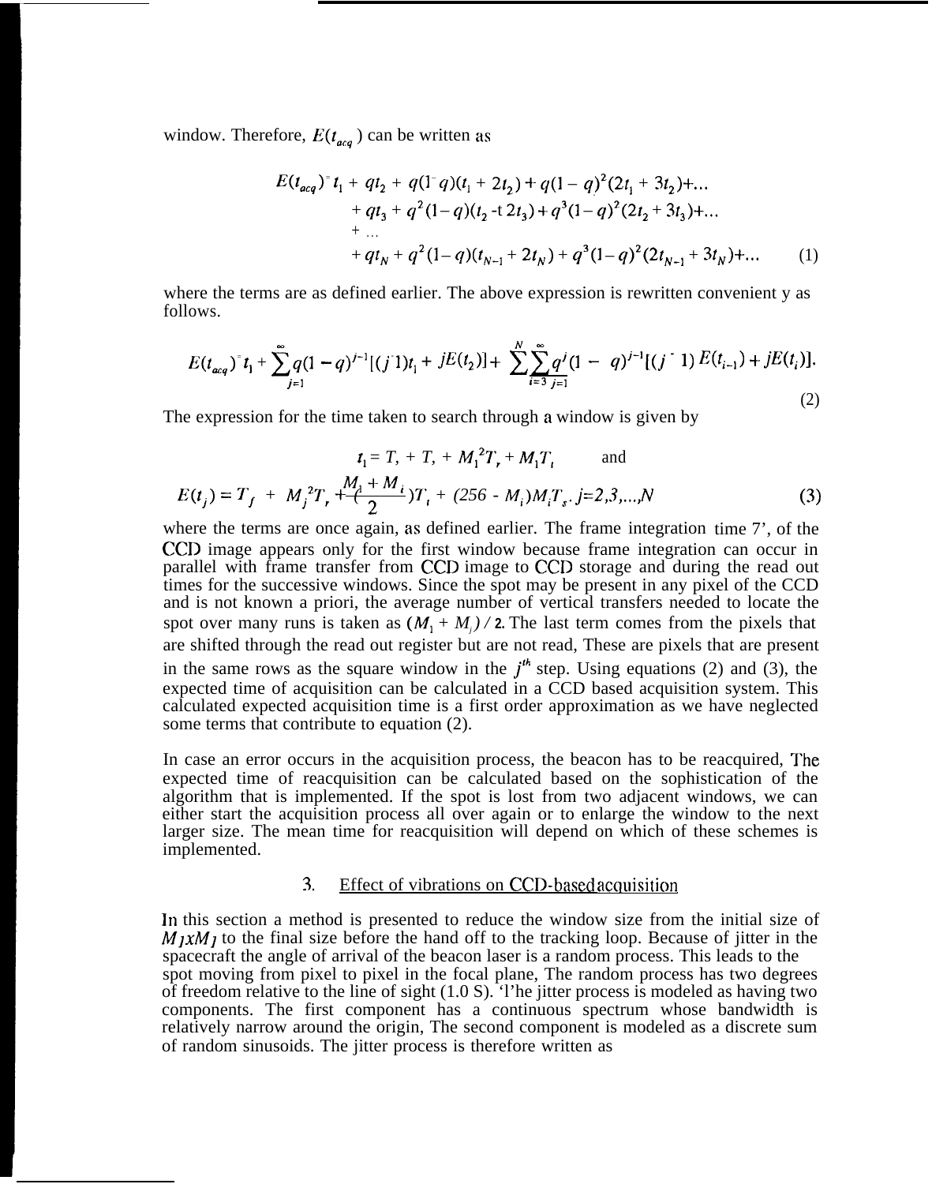window. Therefore, $E(t_{acq})$ can be written as

$$
\begin{aligned}
E(t_{acq}) = \; & t_1 + qt_2 + q(1-q)(t_1 + 2t_2) + q(1-q)^2(2t_1 + 3t_2) + \ldots \\
& + qt_3 + q^2(1-q)(t_2 + 2t_3) + q^3(1-q)^2(2t_2 + 3t_3) + \ldots \\
& + \ldots \\
& + qt_N + q^2(1-q)(t_{N-1} + 2t_N) + q^3(1-q)^2(2t_{N-1} + 3t_N) + \ldots
\end{aligned}
\tag{1}
$$

where the terms are as defined earlier. The above expression is rewritten convenient y as follows.

$$
E(t_{acq}) = t_1 + \sum_{j=1}^{\infty} q(1-q)^{j-1}[(j-1)t_1 + jE(t_2)] + \sum_{i=3}^{N}\sum_{j=1}^{\infty} q^j(1-q)^{j-1}[(j-1)E(t_{i-1}) + jE(t_i)].
\tag{2}
$$

The expression for the time taken to search through a window is given by

$$
t_1 = T_r + T_t + M_1^2 T_r + M_1 T_t \qquad \text{and}
$$

$$
E(t_j) = T_f + M_j^2 T_r + \left(\frac{M_1 + M_i}{2}\right)T_t + (256 - M_i)M_i T_s, \; j=2,3,\ldots,N
\tag{3}
$$

where the terms are once again, as defined earlier. The frame integration time 7', of the CCD image appears only for the first window because frame integration can occur in parallel with frame transfer from CCD image to CCD storage and during the read out times for the successive windows. Since the spot may be present in any pixel of the CCD and is not known a priori, the average number of vertical transfers needed to locate the spot over many runs is taken as $(M_1 + M_j)/2$. The last term comes from the pixels that are shifted through the read out register but are not read, These are pixels that are present in the same rows as the square window in the $j^{th}$ step. Using equations (2) and (3), the expected time of acquisition can be calculated in a CCD based acquisition system. This calculated expected acquisition time is a first order approximation as we have neglected some terms that contribute to equation (2).

In case an error occurs in the acquisition process, the beacon has to be reacquired, The expected time of reacquisition can be calculated based on the sophistication of the algorithm that is implemented. If the spot is lost from two adjacent windows, we can either start the acquisition process all over again or to enlarge the window to the next larger size. The mean time for reacquisition will depend on which of these schemes is implemented.

## 3. Effect of vibrations on CCD-based acquisition

In this section a method is presented to reduce the window size from the initial size of $M_1 x M_1$ to the final size before the hand off to the tracking loop. Because of jitter in the spacecraft the angle of arrival of the beacon laser is a random process. This leads to the spot moving from pixel to pixel in the focal plane, The random process has two degrees of freedom relative to the line of sight (1.0 S). 'l'he jitter process is modeled as having two components. The first component has a continuous spectrum whose bandwidth is relatively narrow around the origin, The second component is modeled as a discrete sum of random sinusoids. The jitter process is therefore written as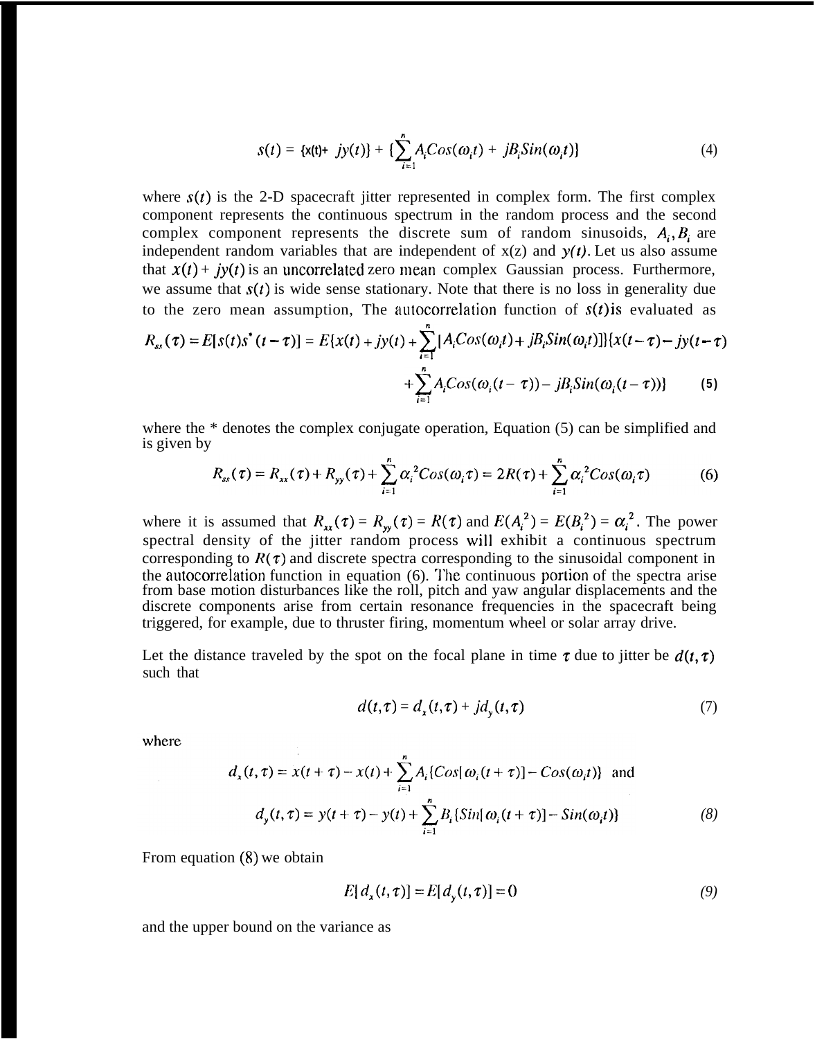$$s(t) = \{x(t) + jy(t)\} + \{\sum_{i=1}^{n} A_i Cos(\omega_i t) + jB_i Sin(\omega_i t)\} \tag{4}$$

where $s(t)$ is the 2-D spacecraft jitter represented in complex form. The first complex component represents the continuous spectrum in the random process and the second complex component represents the discrete sum of random sinusoids, $A_i, B_i$ are independent random variables that are independent of x(z) and $y(t)$. Let us also assume that $x(t) + jy(t)$ is an uncorrelated zero mean complex Gaussian process. Furthermore, we assume that $s(t)$ is wide sense stationary. Note that there is no loss in generality due to the zero mean assumption, The autocorrelation function of $s(t)$ is evaluated as

$$R_{ss}(\tau) = E[s(t)s^*(t-\tau)] = E\{x(t) + jy(t) + \sum_{i=1}^{n}[A_i Cos(\omega_i t) + jB_i Sin(\omega_i t)]\}\{x(t-\tau) - jy(t-\tau) + \sum_{i=1}^{n} A_i Cos(\omega_i(t-\tau)) - jB_i Sin(\omega_i(t-\tau))\} \tag{5}$$

where the * denotes the complex conjugate operation, Equation (5) can be simplified and is given by

$$R_{ss}(\tau) = R_{xx}(\tau) + R_{yy}(\tau) + \sum_{i=1}^{n} \alpha_i^2 Cos(\omega_i \tau) = 2R(\tau) + \sum_{i=1}^{n} \alpha_i^2 Cos(\omega_i \tau) \tag{6}$$

where it is assumed that $R_{xx}(\tau) = R_{yy}(\tau) = R(\tau)$ and $E(A_i^2) = E(B_i^2) = \alpha_i^2$. The power spectral density of the jitter random process will exhibit a continuous spectrum corresponding to $R(\tau)$ and discrete spectra corresponding to the sinusoidal component in the autocorrelation function in equation (6). The continuous portion of the spectra arise from base motion disturbances like the roll, pitch and yaw angular displacements and the discrete components arise from certain resonance frequencies in the spacecraft being triggered, for example, due to thruster firing, momentum wheel or solar array drive.

Let the distance traveled by the spot on the focal plane in time $\tau$ due to jitter be $d(t,\tau)$ such that

$$d(t,\tau) = d_x(t,\tau) + jd_y(t,\tau) \tag{7}$$

where

$$d_x(t,\tau) = x(t+\tau) - x(t) + \sum_{i=1}^{n} A_i\{Cos[\omega_i(t+\tau)] - Cos(\omega_i t)\} \quad \text{and}$$

$$d_y(t,\tau) = y(t+\tau) - y(t) + \sum_{i=1}^{n} B_i\{Sin[\omega_i(t+\tau)] - Sin(\omega_i t)\} \tag{8}$$

From equation (8) we obtain

$$E[d_x(t,\tau)] = E[d_y(t,\tau)] = 0 \tag{9}$$

and the upper bound on the variance as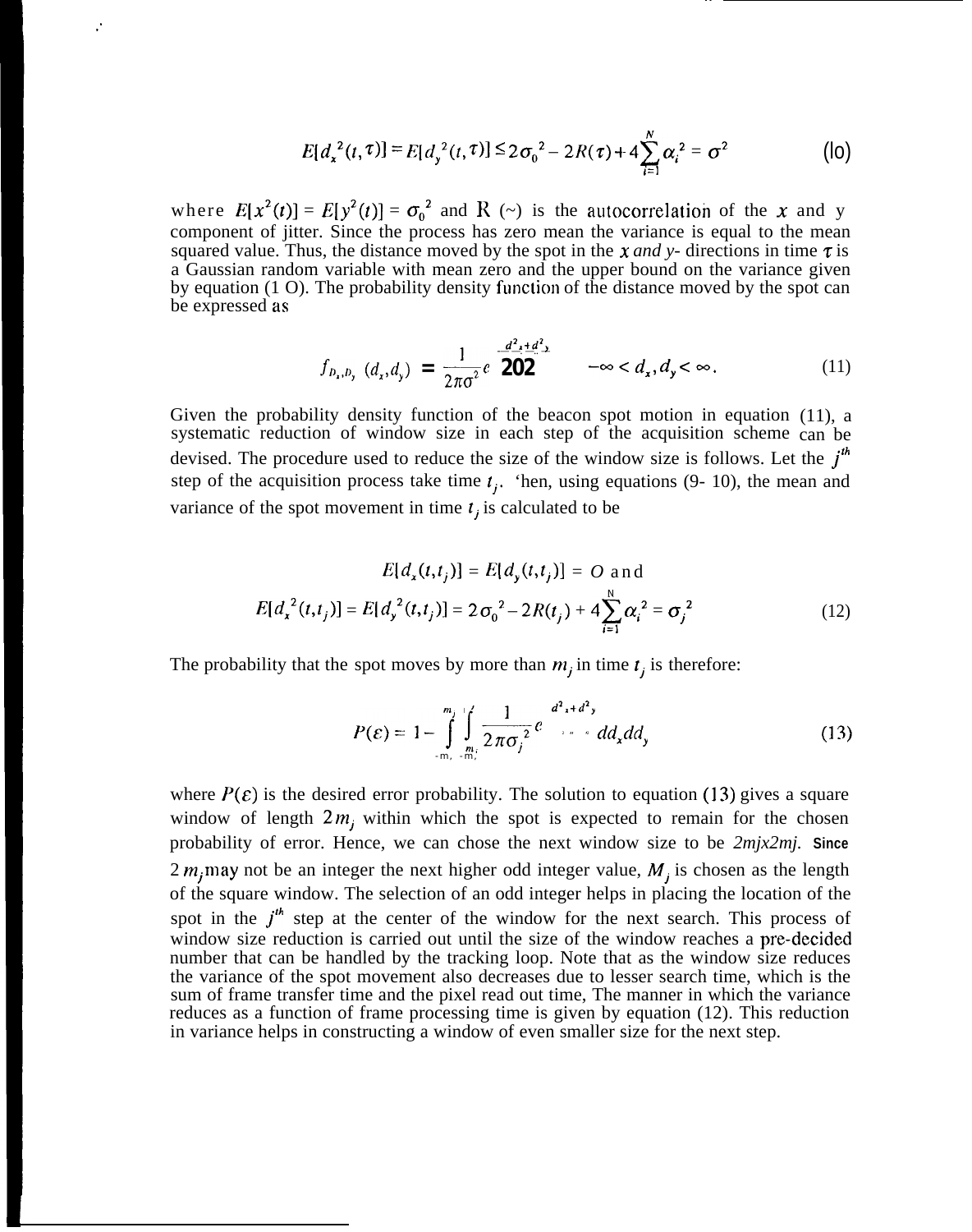$$E[d_x^2(t,\tau)] = E[d_y^2(t,\tau)] \le 2\sigma_0^2 - 2R(\tau) + 4\sum_{i=1}^{N} \alpha_i^2 = \sigma^2 \tag{10}$$

where $E[x^2(t)] = E[y^2(t)] = \sigma_0^2$ and $R(\tau)$ is the autocorrelation of the $x$ and y component of jitter. Since the process has zero mean the variance is equal to the mean squared value. Thus, the distance moved by the spot in the $x$ *and y*- directions in time $\tau$ is a Gaussian random variable with mean zero and the upper bound on the variance given by equation (10). The probability density function of the distance moved by the spot can be expressed as

$$f_{D_x,D_y}(d_x,d_y) = \frac{1}{2\pi\sigma^2} e^{-\frac{d_x^2+d_y^2}{2\sigma^2}} \qquad -\infty < d_x, d_y < \infty. \tag{11}$$

Given the probability density function of the beacon spot motion in equation (11), a systematic reduction of window size in each step of the acquisition scheme can be devised. The procedure used to reduce the size of the window size is follows. Let the $j^{th}$ step of the acquisition process take time $t_j$. Then, using equations (9- 10), the mean and variance of the spot movement in time $t_j$ is calculated to be

$$E[d_x(t,t_j)] = E[d_y(t,t_j)] = 0 \text{ and}$$
$$E[d_x^2(t,t_j)] = E[d_y^2(t,t_j)] = 2\sigma_0^2 - 2R(t_j) + 4\sum_{i=1}^{N} \alpha_i^2 = \sigma_j^2 \tag{12}$$

The probability that the spot moves by more than $m_j$ in time $t_j$ is therefore:

$$P(\varepsilon) = 1 - \int_{-m_j}^{m_j}\int_{-m_j}^{m_j} \frac{1}{2\pi\sigma_j^2} e^{-\frac{d_x^2+d_y^2}{2\sigma_j^2}} dd_x dd_y \tag{13}$$

where $P(\varepsilon)$ is the desired error probability. The solution to equation (13) gives a square window of length $2m_j$ within which the spot is expected to remain for the chosen probability of error. Hence, we can chose the next window size to be $2m_j \times 2m_j$. Since $2m_j$ may not be an integer the next higher odd integer value, $M_j$ is chosen as the length of the square window. The selection of an odd integer helps in placing the location of the spot in the $j^{th}$ step at the center of the window for the next search. This process of window size reduction is carried out until the size of the window reaches a pre-decided number that can be handled by the tracking loop. Note that as the window size reduces the variance of the spot movement also decreases due to lesser search time, which is the sum of frame transfer time and the pixel read out time, The manner in which the variance reduces as a function of frame processing time is given by equation (12). This reduction in variance helps in constructing a window of even smaller size for the next step.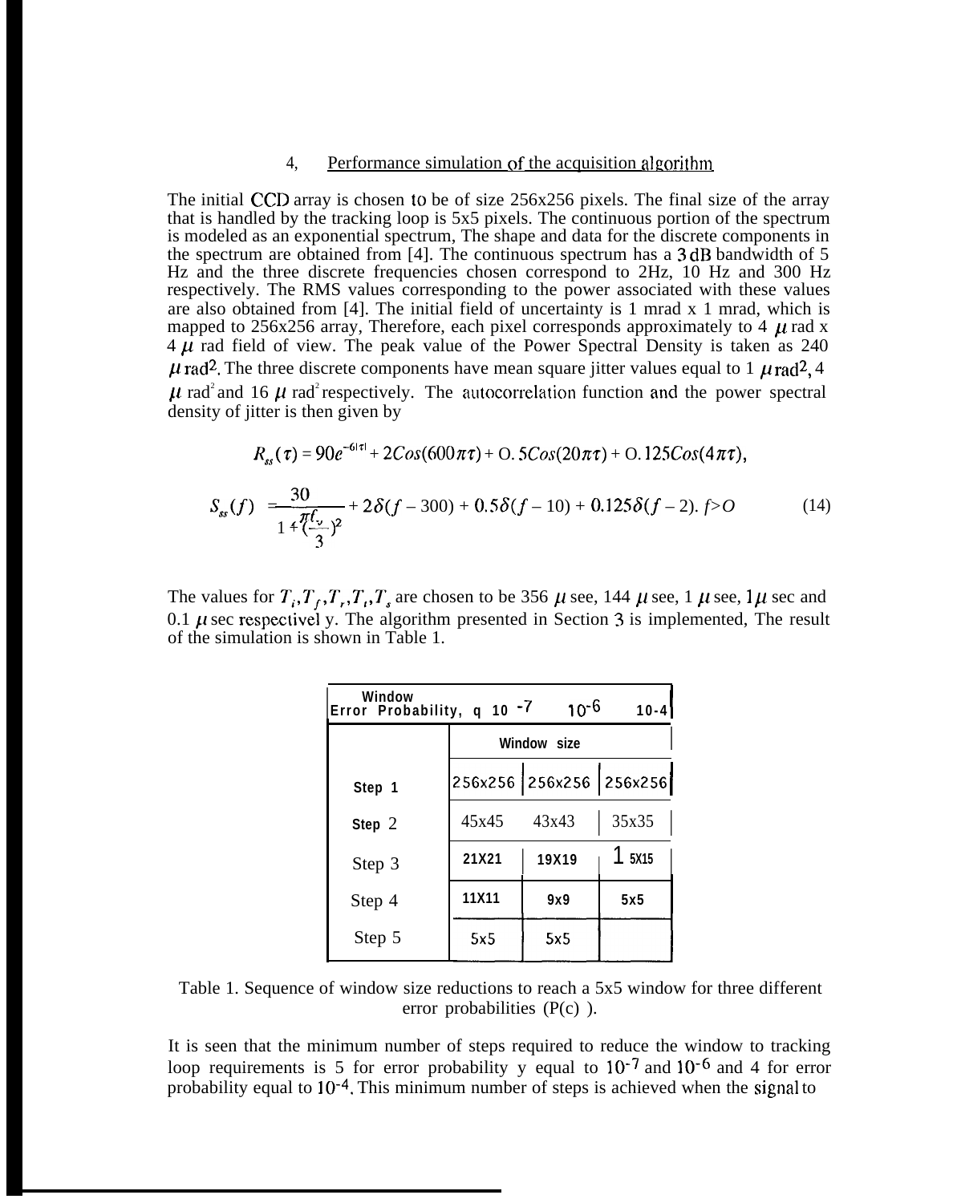## 4, Performance simulation of the acquisition algorithm

The initial CCD array is chosen to be of size 256x256 pixels. The final size of the array that is handled by the tracking loop is 5x5 pixels. The continuous portion of the spectrum is modeled as an exponential spectrum, The shape and data for the discrete components in the spectrum are obtained from [4]. The continuous spectrum has a 3 dB bandwidth of 5 Hz and the three discrete frequencies chosen correspond to 2Hz, 10 Hz and 300 Hz respectively. The RMS values corresponding to the power associated with these values are also obtained from [4]. The initial field of uncertainty is 1 mrad x 1 mrad, which is mapped to 256x256 array, Therefore, each pixel corresponds approximately to 4 $\mu$ rad x 4 $\mu$ rad field of view. The peak value of the Power Spectral Density is taken as 240 $\mu$ rad$^2$. The three discrete components have mean square jitter values equal to 1 $\mu$ rad$^2$, 4 $\mu$ rad$^2$ and 16 $\mu$ rad$^2$ respectively. The autocorrelation function and the power spectral density of jitter is then given by

$$R_{ss}(\tau) = 90e^{-6|\tau|} + 2Cos(600\pi\tau) + 0.5Cos(20\pi\tau) + 0.125Cos(4\pi\tau),$$

$$S_{ss}(f) = \frac{30}{1+(\frac{\pi f_v}{3})^2} + 2\delta(f-300) + 0.5\delta(f-10) + 0.125\delta(f-2).\ f>0 \tag{14}$$

The values for $T_i, T_f, T_r, T_t, T_s$ are chosen to be 356 $\mu$ see, 144 $\mu$ see, 1 $\mu$ see, 1 $\mu$ sec and 0.1 $\mu$ sec respectivel y. The algorithm presented in Section 3 is implemented, The result of the simulation is shown in Table 1.

| Window Error Probability, q | $10^{-7}$ | $10^{-6}$ | $10^{-4}$ |
|---|---|---|---|
| | Window size | | |
| Step 1 | 256x256 | 256x256 | 256x256 |
| Step 2 | 45x45 | 43x43 | 35x35 |
| Step 3 | 21X21 | 19X19 | 15X15 |
| Step 4 | 11X11 | 9x9 | 5x5 |
| Step 5 | 5x5 | 5x5 | |

Table 1. Sequence of window size reductions to reach a 5x5 window for three different error probabilities (P(c) ).

It is seen that the minimum number of steps required to reduce the window to tracking loop requirements is 5 for error probability y equal to $10^{-7}$ and $10^{-6}$ and 4 for error probability equal to $10^{-4}$. This minimum number of steps is achieved when the signal to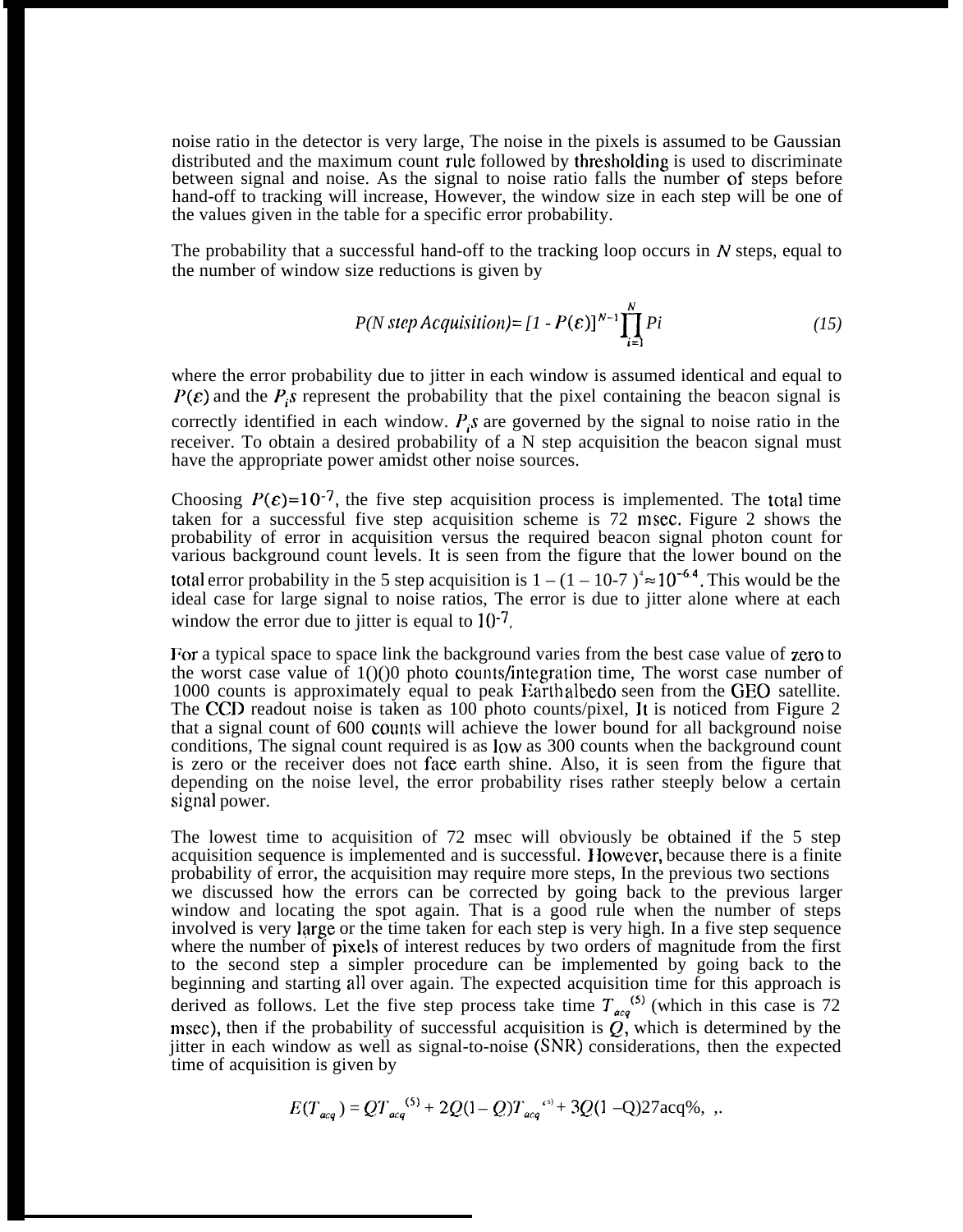noise ratio in the detector is very large, The noise in the pixels is assumed to be Gaussian distributed and the maximum count rule followed by thresholding is used to discriminate between signal and noise. As the signal to noise ratio falls the number of steps before hand-off to tracking will increase, However, the window size in each step will be one of the values given in the table for a specific error probability.

The probability that a successful hand-off to the tracking loop occurs in $N$ steps, equal to the number of window size reductions is given by

$$P(N\ step\ Acquisition) = [1 - P(\varepsilon)]^{N-1} \prod_{i=1}^{N} Pi \tag{15}$$

where the error probability due to jitter in each window is assumed identical and equal to $P(\varepsilon)$ and the $P_i$s represent the probability that the pixel containing the beacon signal is correctly identified in each window. $P_i$s are governed by the signal to noise ratio in the receiver. To obtain a desired probability of a N step acquisition the beacon signal must have the appropriate power amidst other noise sources.

Choosing $P(\varepsilon)=10^{-7}$, the five step acquisition process is implemented. The total time taken for a successful five step acquisition scheme is 72 msec. Figure 2 shows the probability of error in acquisition versus the required beacon signal photon count for various background count levels. It is seen from the figure that the lower bound on the total error probability in the 5 step acquisition is $1 - (1 - 10\text{-}7)^4 \approx 10^{-6.4}$. This would be the ideal case for large signal to noise ratios, The error is due to jitter alone where at each window the error due to jitter is equal to $10^{-7}$.

For a typical space to space link the background varies from the best case value of zero to the worst case value of 1()()0 photo counts/integration time, The worst case number of 1000 counts is approximately equal to peak Earth albedo seen from the GEO satellite. The CCD readout noise is taken as 100 photo counts/pixel, It is noticed from Figure 2 that a signal count of 600 counts will achieve the lower bound for all background noise conditions, The signal count required is as low as 300 counts when the background count is zero or the receiver does not face earth shine. Also, it is seen from the figure that depending on the noise level, the error probability rises rather steeply below a certain signal power.

The lowest time to acquisition of 72 msec will obviously be obtained if the 5 step acquisition sequence is implemented and is successful. However, because there is a finite probability of error, the acquisition may require more steps, In the previous two sections we discussed how the errors can be corrected by going back to the previous larger window and locating the spot again. That is a good rule when the number of steps involved is very large or the time taken for each step is very high. In a five step sequence where the number of pixels of interest reduces by two orders of magnitude from the first to the second step a simpler procedure can be implemented by going back to the beginning and starting all over again. The expected acquisition time for this approach is derived as follows. Let the five step process take time $T_{acq}^{(5)}$ (which in this case is 72 msec), then if the probability of successful acquisition is $Q$, which is determined by the jitter in each window as well as signal-to-noise (SNR) considerations, then the expected time of acquisition is given by

$$E(T_{acq}) = QT_{acq}^{(5)} + 2Q(1-Q)T_{acq}^{(5)} + 3Q(1-Q)27acq\%,\ ,.$$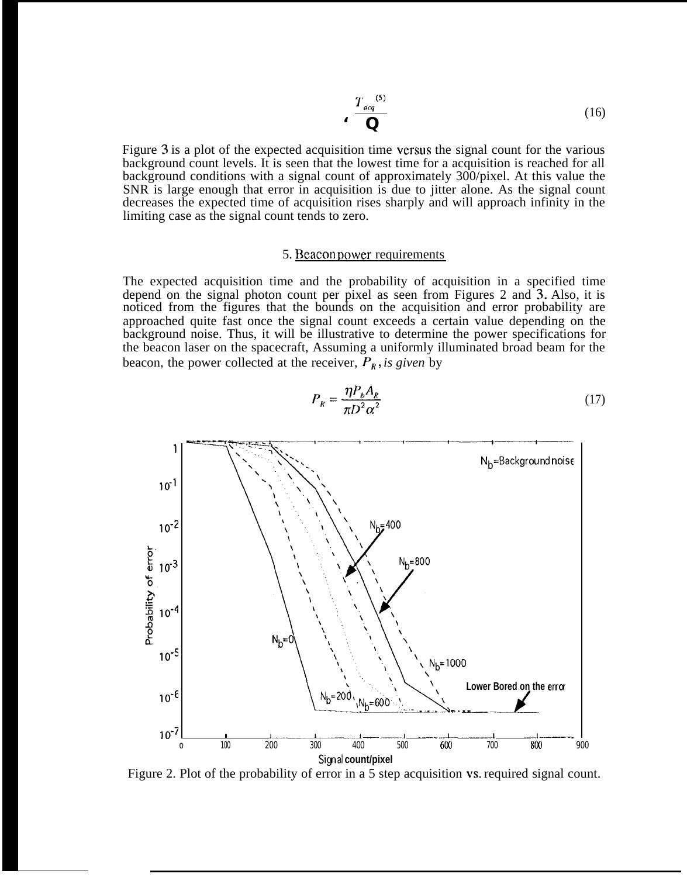$$\frac{T_{acq}^{(5)}}{Q} \tag{16}$$

Figure 3 is a plot of the expected acquisition time versus the signal count for the various background count levels. It is seen that the lowest time for a acquisition is reached for all background conditions with a signal count of approximately 300/pixel. At this value the SNR is large enough that error in acquisition is due to jitter alone. As the signal count decreases the expected time of acquisition rises sharply and will approach infinity in the limiting case as the signal count tends to zero.

## 5. Beacon power requirements

The expected acquisition time and the probability of acquisition in a specified time depend on the signal photon count per pixel as seen from Figures 2 and 3. Also, it is noticed from the figures that the bounds on the acquisition and error probability are approached quite fast once the signal count exceeds a certain value depending on the background noise. Thus, it will be illustrative to determine the power specifications for the beacon laser on the spacecraft, Assuming a uniformly illuminated broad beam for the beacon, the power collected at the receiver, $P_R$, *is given* by

$$P_R = \frac{\eta P_b A_R}{\pi D^2 \alpha^2} \tag{17}$$

Figure 2. Plot of the probability of error in a 5 step acquisition vs. required signal count.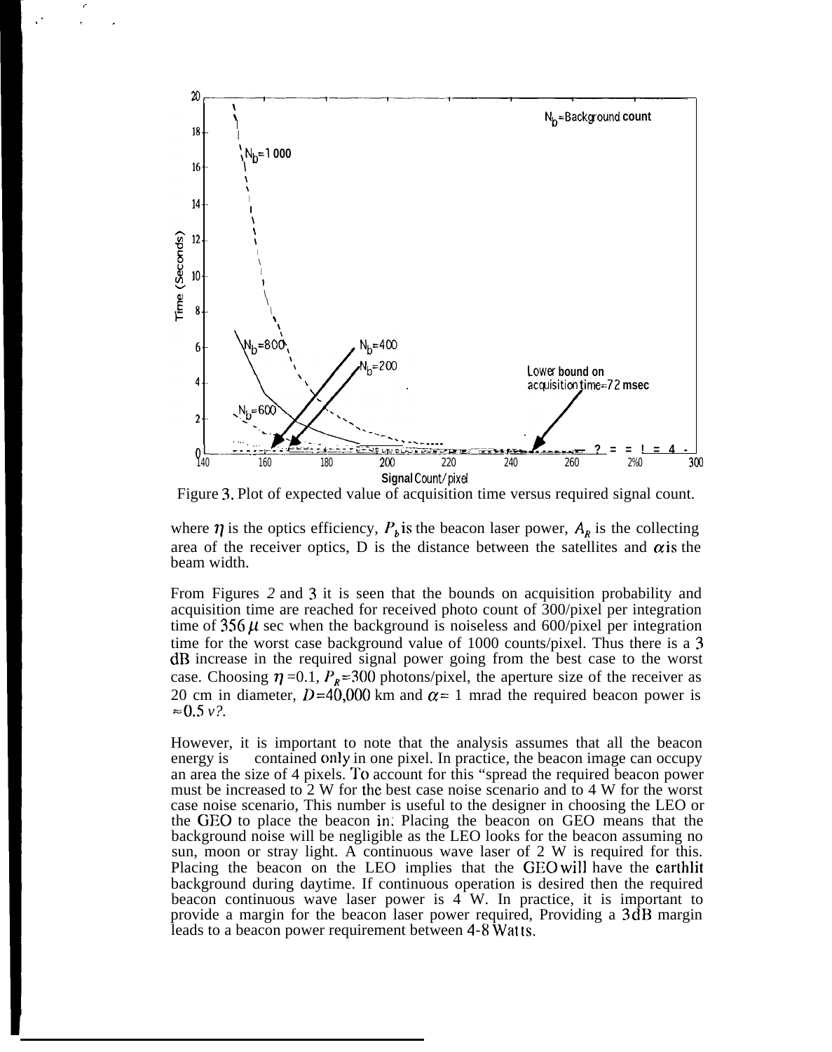Figure 3. Plot of expected value of acquisition time versus required signal count.

where $\eta$ is the optics efficiency, $P_b$ is the beacon laser power, $A_R$ is the collecting area of the receiver optics, D is the distance between the satellites and $\alpha$ is the beam width.

From Figures 2 and 3 it is seen that the bounds on acquisition probability and acquisition time are reached for received photo count of 300/pixel per integration time of 356 $\mu$ sec when the background is noiseless and 600/pixel per integration time for the worst case background value of 1000 counts/pixel. Thus there is a 3 dB increase in the required signal power going from the best case to the worst case. Choosing $\eta$ =0.1, $P_R$=300 photons/pixel, the aperture size of the receiver as 20 cm in diameter, $D$=40,000 km and $\alpha$= 1 mrad the required beacon power is ≈0.5 v?.

However, it is important to note that the analysis assumes that all the beacon energy is contained only in one pixel. In practice, the beacon image can occupy an area the size of 4 pixels. To account for this "spread the required beacon power must be increased to 2 W for the best case noise scenario and to 4 W for the worst case noise scenario, This number is useful to the designer in choosing the LEO or the GEO to place the beacon in. Placing the beacon on GEO means that the background noise will be negligible as the LEO looks for the beacon assuming no sun, moon or stray light. A continuous wave laser of 2 W is required for this. Placing the beacon on the LEO implies that the GEO will have the earthlit background during daytime. If continuous operation is desired then the required beacon continuous wave laser power is 4 W. In practice, it is important to provide a margin for the beacon laser power required, Providing a 3dB margin leads to a beacon power requirement between 4-8 Watts.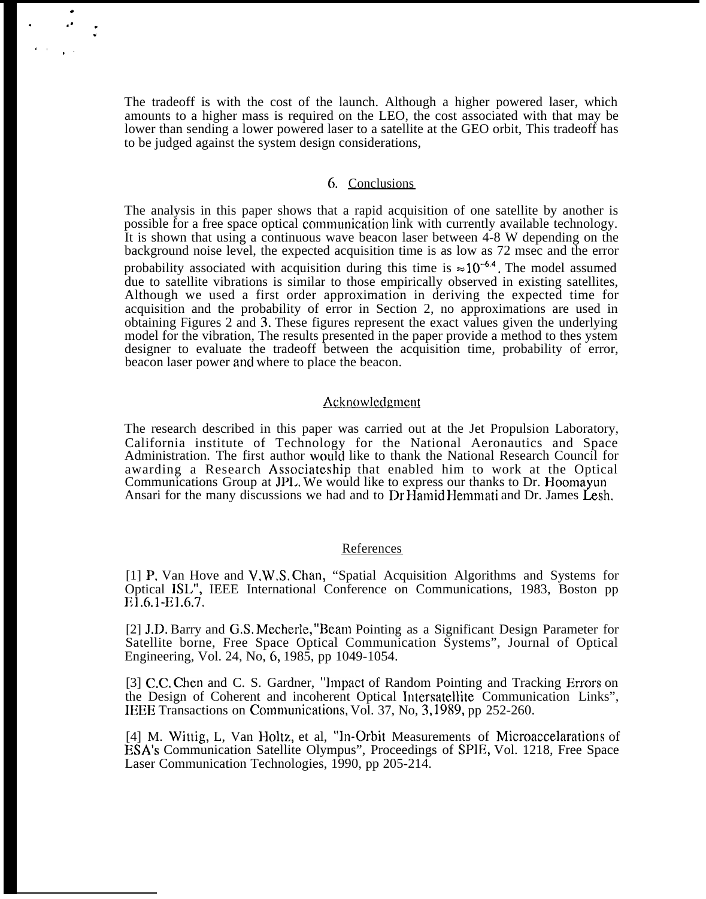The tradeoff is with the cost of the launch. Although a higher powered laser, which amounts to a higher mass is required on the LEO, the cost associated with that may be lower than sending a lower powered laser to a satellite at the GEO orbit, This tradeoff has to be judged against the system design considerations,

## 6. Conclusions

The analysis in this paper shows that a rapid acquisition of one satellite by another is possible for a free space optical communication link with currently available technology. It is shown that using a continuous wave beacon laser between 4-8 W depending on the background noise level, the expected acquisition time is as low as 72 msec and the error probability associated with acquisition during this time is $\approx 10^{-6.4}$. The model assumed due to satellite vibrations is similar to those empirically observed in existing satellites, Although we used a first order approximation in deriving the expected time for acquisition and the probability of error in Section 2, no approximations are used in obtaining Figures 2 and 3. These figures represent the exact values given the underlying model for the vibration, The results presented in the paper provide a method to thes ystem designer to evaluate the tradeoff between the acquisition time, probability of error, beacon laser power and where to place the beacon.

## Acknowledgment

The research described in this paper was carried out at the Jet Propulsion Laboratory, California institute of Technology for the National Aeronautics and Space Administration. The first author would like to thank the National Research Council for awarding a Research Associateship that enabled him to work at the Optical Communications Group at JPL. We would like to express our thanks to Dr. Hoomayun Ansari for the many discussions we had and to Dr Hamid Hemmati and Dr. James Lesh.

## References

[1] P. Van Hove and V.W.S. Chan, "Spatial Acquisition Algorithms and Systems for Optical ISL", IEEE International Conference on Communications, 1983, Boston pp E1.6.1-E1.6.7.

[2] J.D. Barry and G.S. Mecherle, "Beam Pointing as a Significant Design Parameter for Satellite borne, Free Space Optical Communication Systems", Journal of Optical Engineering, Vol. 24, No, 6, 1985, pp 1049-1054.

[3] C.C. Chen and C. S. Gardner, "Impact of Random Pointing and Tracking Errors on the Design of Coherent and incoherent Optical Intersatellite Communication Links", IEEE Transactions on Communications, Vol. 37, No, 3, 1989, pp 252-260.

[4] M. Wittig, L, Van Holtz, et al, "In-Orbit Measurements of Microaccelarations of ESA's Communication Satellite Olympus", Proceedings of SPIE, Vol. 1218, Free Space Laser Communication Technologies, 1990, pp 205-214.